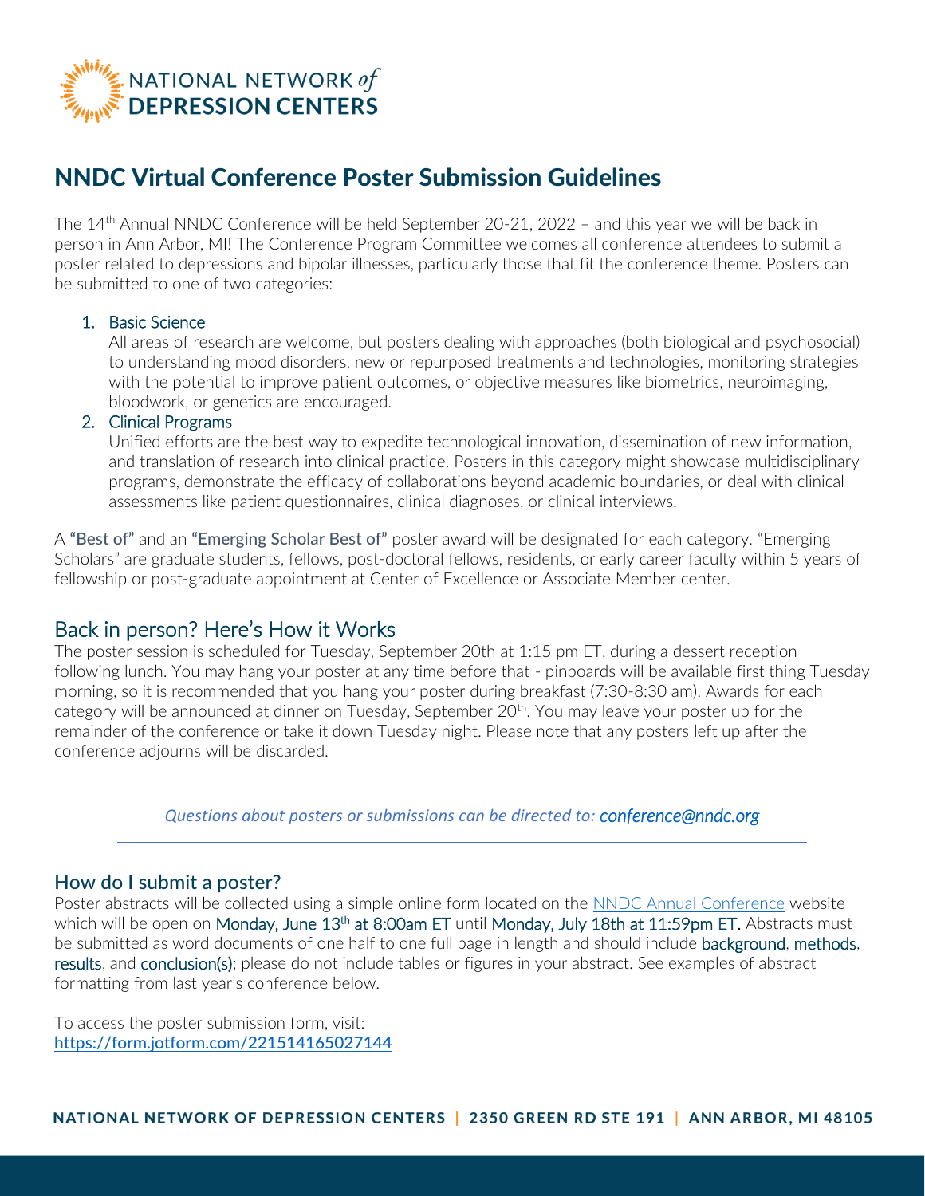# NNDC Virtual Conference Poster Submission Guidelines

The 14th Annual NNDC Conference will be held September 20-21, 2022 – and this year we will be back in person in Ann Arbor, MI! The Conference Program Committee welcomes all conference attendees to submit a poster related to depressions and bipolar illnesses, particularly those that fit the conference theme. Posters can be submitted to one of two categories:

1. Basic Science
   All areas of research are welcome, but posters dealing with approaches (both biological and psychosocial) to understanding mood disorders, new or repurposed treatments and technologies, monitoring strategies with the potential to improve patient outcomes, or objective measures like biometrics, neuroimaging, bloodwork, or genetics are encouraged.
2. Clinical Programs
   Unified efforts are the best way to expedite technological innovation, dissemination of new information, and translation of research into clinical practice. Posters in this category might showcase multidisciplinary programs, demonstrate the efficacy of collaborations beyond academic boundaries, or deal with clinical assessments like patient questionnaires, clinical diagnoses, or clinical interviews.

A "Best of" and an "Emerging Scholar Best of" poster award will be designated for each category. "Emerging Scholars" are graduate students, fellows, post-doctoral fellows, residents, or early career faculty within 5 years of fellowship or post-graduate appointment at Center of Excellence or Associate Member center.

## Back in person? Here's How it Works

The poster session is scheduled for Tuesday, September 20th at 1:15 pm ET, during a dessert reception following lunch. You may hang your poster at any time before that - pinboards will be available first thing Tuesday morning, so it is recommended that you hang your poster during breakfast (7:30-8:30 am). Awards for each category will be announced at dinner on Tuesday, September 20th. You may leave your poster up for the remainder of the conference or take it down Tuesday night. Please note that any posters left up after the conference adjourns will be discarded.

---

*Questions about posters or submissions can be directed to: conference@nndc.org*

---

## How do I submit a poster?

Poster abstracts will be collected using a simple online form located on the NNDC Annual Conference website which will be open on Monday, June 13th at 8:00am ET until Monday, July 18th at 11:59pm ET. Abstracts must be submitted as word documents of one half to one full page in length and should include background, methods, results, and conclusion(s); please do not include tables or figures in your abstract. See examples of abstract formatting from last year's conference below.

To access the poster submission form, visit:
https://form.jotform.com/221514165027144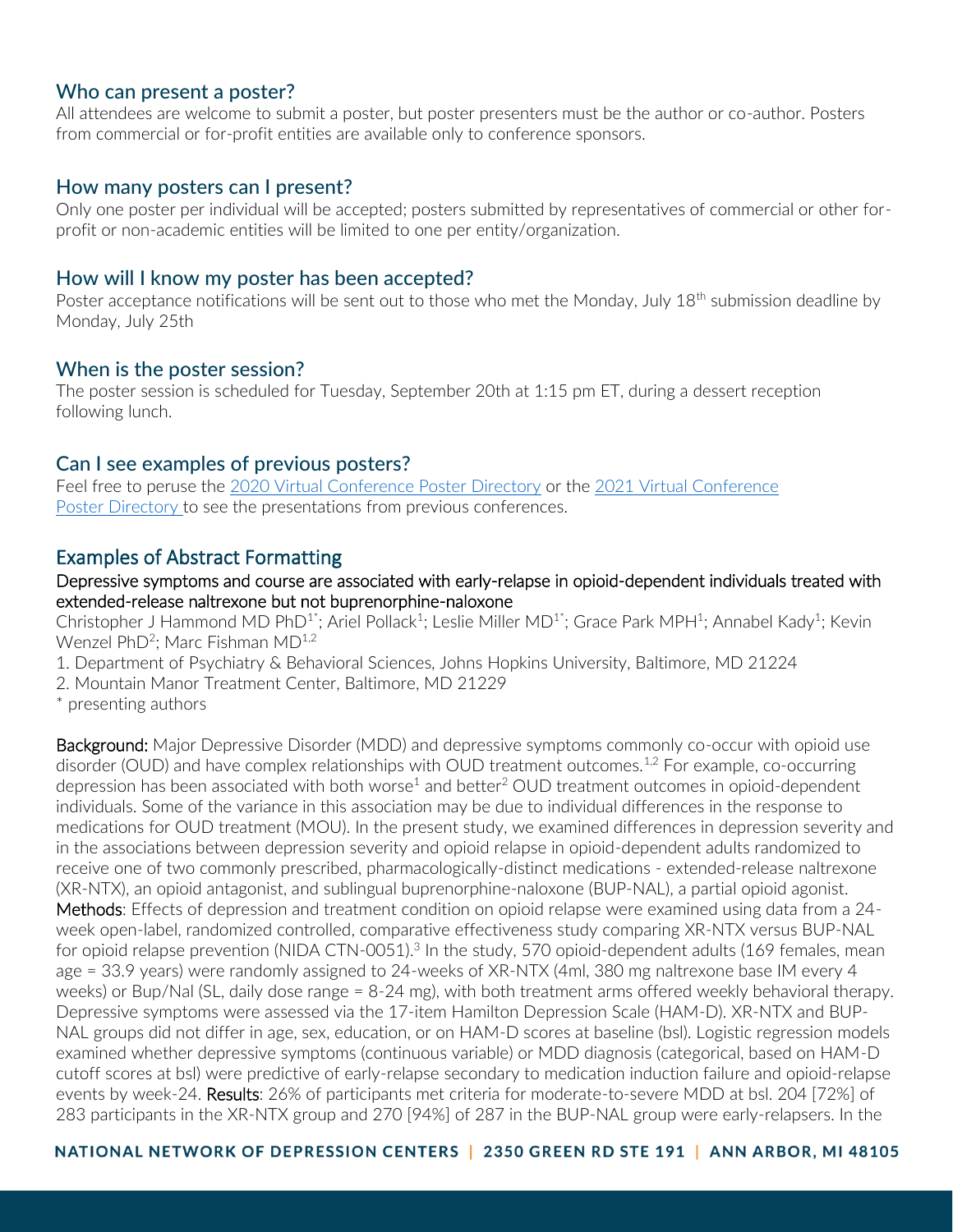## Who can present a poster?

All attendees are welcome to submit a poster, but poster presenters must be the author or co-author. Posters from commercial or for-profit entities are available only to conference sponsors.

## How many posters can I present?

Only one poster per individual will be accepted; posters submitted by representatives of commercial or other for-profit or non-academic entities will be limited to one per entity/organization.

## How will I know my poster has been accepted?

Poster acceptance notifications will be sent out to those who met the Monday, July 18th submission deadline by Monday, July 25th

## When is the poster session?

The poster session is scheduled for Tuesday, September 20th at 1:15 pm ET, during a dessert reception following lunch.

## Can I see examples of previous posters?

Feel free to peruse the 2020 Virtual Conference Poster Directory or the 2021 Virtual Conference Poster Directory to see the presentations from previous conferences.

## Examples of Abstract Formatting

**Depressive symptoms and course are associated with early-relapse in opioid-dependent individuals treated with extended-release naltrexone but not buprenorphine-naloxone**

Christopher J Hammond MD PhD[1*]; Ariel Pollack[1]; Leslie Miller MD[1*]; Grace Park MPH[1]; Annabel Kady[1]; Kevin Wenzel PhD[2]; Marc Fishman MD[1,2]

1. Department of Psychiatry & Behavioral Sciences, Johns Hopkins University, Baltimore, MD 21224
2. Mountain Manor Treatment Center, Baltimore, MD 21229

\* presenting authors

**Background:** Major Depressive Disorder (MDD) and depressive symptoms commonly co-occur with opioid use disorder (OUD) and have complex relationships with OUD treatment outcomes.[1,2] For example, co-occurring depression has been associated with both worse[1] and better[2] OUD treatment outcomes in opioid-dependent individuals. Some of the variance in this association may be due to individual differences in the response to medications for OUD treatment (MOU). In the present study, we examined differences in depression severity and in the associations between depression severity and opioid relapse in opioid-dependent adults randomized to receive one of two commonly prescribed, pharmacologically-distinct medications - extended-release naltrexone (XR-NTX), an opioid antagonist, and sublingual buprenorphine-naloxone (BUP-NAL), a partial opioid agonist. **Methods**: Effects of depression and treatment condition on opioid relapse were examined using data from a 24-week open-label, randomized controlled, comparative effectiveness study comparing XR-NTX versus BUP-NAL for opioid relapse prevention (NIDA CTN-0051).[3] In the study, 570 opioid-dependent adults (169 females, mean age = 33.9 years) were randomly assigned to 24-weeks of XR-NTX (4ml, 380 mg naltrexone base IM every 4 weeks) or Bup/Nal (SL, daily dose range = 8-24 mg), with both treatment arms offered weekly behavioral therapy. Depressive symptoms were assessed via the 17-item Hamilton Depression Scale (HAM-D). XR-NTX and BUP-NAL groups did not differ in age, sex, education, or on HAM-D scores at baseline (bsl). Logistic regression models examined whether depressive symptoms (continuous variable) or MDD diagnosis (categorical, based on HAM-D cutoff scores at bsl) were predictive of early-relapse secondary to medication induction failure and opioid-relapse events by week-24. **Results**: 26% of participants met criteria for moderate-to-severe MDD at bsl. 204 [72%] of 283 participants in the XR-NTX group and 270 [94%] of 287 in the BUP-NAL group were early-relapsers. In the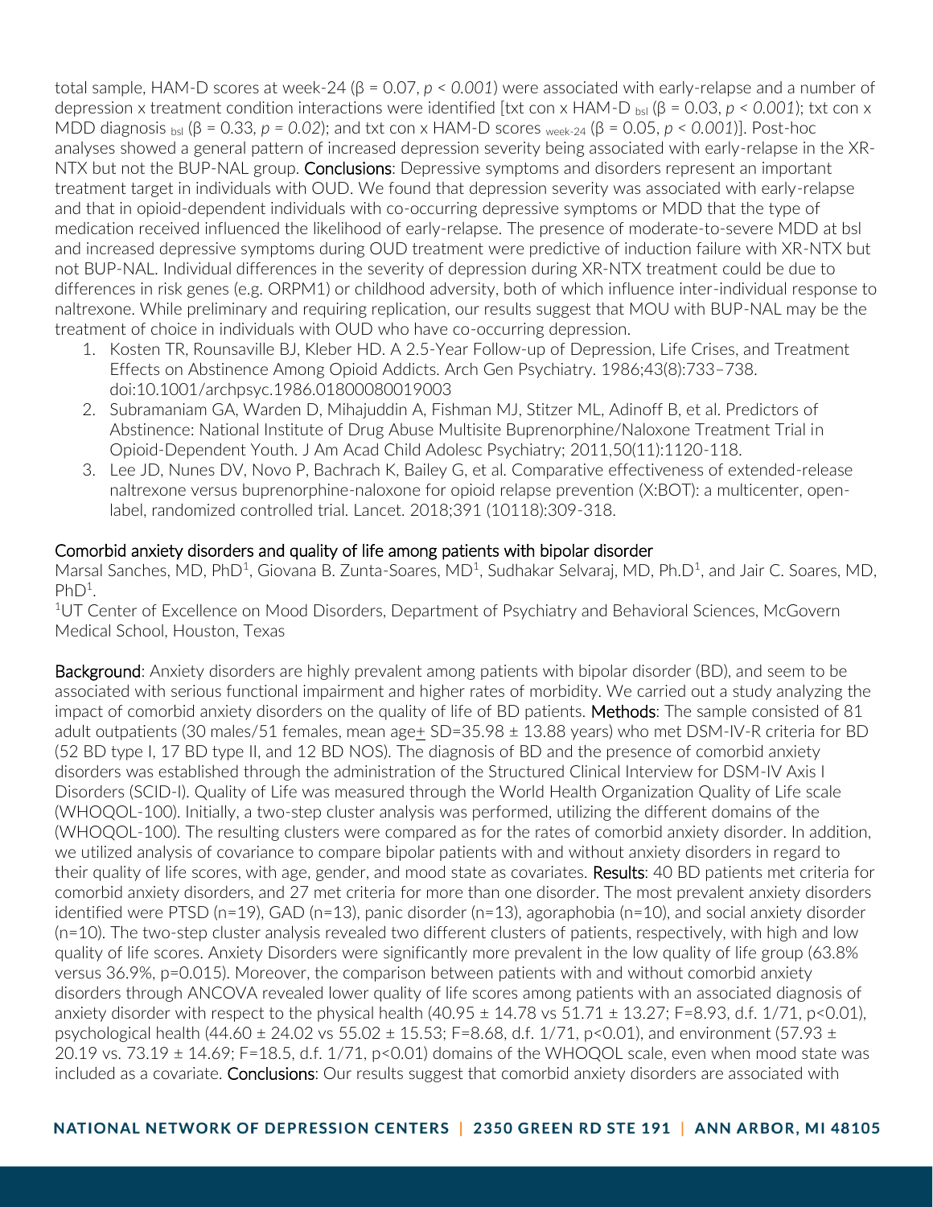total sample, HAM-D scores at week-24 (β = 0.07, *p < 0.001*) were associated with early-relapse and a number of depression x treatment condition interactions were identified [txt con x HAM-D $_{bsl}$ (β = 0.03, *p < 0.001*); txt con x MDD diagnosis $_{bsl}$ (β = 0.33, *p = 0.02*); and txt con x HAM-D scores $_{week-24}$ (β = 0.05, *p < 0.001*)]. Post-hoc analyses showed a general pattern of increased depression severity being associated with early-relapse in the XR-NTX but not the BUP-NAL group. **Conclusions**: Depressive symptoms and disorders represent an important treatment target in individuals with OUD. We found that depression severity was associated with early-relapse and that in opioid-dependent individuals with co-occurring depressive symptoms or MDD that the type of medication received influenced the likelihood of early-relapse. The presence of moderate-to-severe MDD at bsl and increased depressive symptoms during OUD treatment were predictive of induction failure with XR-NTX but not BUP-NAL. Individual differences in the severity of depression during XR-NTX treatment could be due to differences in risk genes (e.g. ORPM1) or childhood adversity, both of which influence inter-individual response to naltrexone. While preliminary and requiring replication, our results suggest that MOU with BUP-NAL may be the treatment of choice in individuals with OUD who have co-occurring depression.

1. Kosten TR, Rounsaville BJ, Kleber HD. A 2.5-Year Follow-up of Depression, Life Crises, and Treatment Effects on Abstinence Among Opioid Addicts. Arch Gen Psychiatry. 1986;43(8):733–738. doi:10.1001/archpsyc.1986.01800080019003
2. Subramaniam GA, Warden D, Mihajuddin A, Fishman MJ, Stitzer ML, Adinoff B, et al. Predictors of Abstinence: National Institute of Drug Abuse Multisite Buprenorphine/Naloxone Treatment Trial in Opioid-Dependent Youth. J Am Acad Child Adolesc Psychiatry; 2011,50(11):1120-118.
3. Lee JD, Nunes DV, Novo P, Bachrach K, Bailey G, et al. Comparative effectiveness of extended-release naltrexone versus buprenorphine-naloxone for opioid relapse prevention (X:BOT): a multicenter, open-label, randomized controlled trial. Lancet. 2018;391 (10118):309-318.

## Comorbid anxiety disorders and quality of life among patients with bipolar disorder

Marsal Sanches, MD, PhD[1], Giovana B. Zunta-Soares, MD[1], Sudhakar Selvaraj, MD, Ph.D[1], and Jair C. Soares, MD, PhD[1].

[1]UT Center of Excellence on Mood Disorders, Department of Psychiatry and Behavioral Sciences, McGovern Medical School, Houston, Texas

**Background**: Anxiety disorders are highly prevalent among patients with bipolar disorder (BD), and seem to be associated with serious functional impairment and higher rates of morbidity. We carried out a study analyzing the impact of comorbid anxiety disorders on the quality of life of BD patients. **Methods**: The sample consisted of 81 adult outpatients (30 males/51 females, mean age± SD=35.98 ± 13.88 years) who met DSM-IV-R criteria for BD (52 BD type I, 17 BD type II, and 12 BD NOS). The diagnosis of BD and the presence of comorbid anxiety disorders was established through the administration of the Structured Clinical Interview for DSM-IV Axis I Disorders (SCID-I). Quality of Life was measured through the World Health Organization Quality of Life scale (WHOQOL-100). Initially, a two-step cluster analysis was performed, utilizing the different domains of the (WHOQOL-100). The resulting clusters were compared as for the rates of comorbid anxiety disorder. In addition, we utilized analysis of covariance to compare bipolar patients with and without anxiety disorders in regard to their quality of life scores, with age, gender, and mood state as covariates. **Results**: 40 BD patients met criteria for comorbid anxiety disorders, and 27 met criteria for more than one disorder. The most prevalent anxiety disorders identified were PTSD (n=19), GAD (n=13), panic disorder (n=13), agoraphobia (n=10), and social anxiety disorder (n=10). The two-step cluster analysis revealed two different clusters of patients, respectively, with high and low quality of life scores. Anxiety Disorders were significantly more prevalent in the low quality of life group (63.8% versus 36.9%, p=0.015). Moreover, the comparison between patients with and without comorbid anxiety disorders through ANCOVA revealed lower quality of life scores among patients with an associated diagnosis of anxiety disorder with respect to the physical health (40.95 ± 14.78 vs 51.71 ± 13.27; F=8.93, d.f. 1/71, p<0.01), psychological health (44.60 ± 24.02 vs 55.02 ± 15.53; F=8.68, d.f. 1/71, p<0.01), and environment (57.93 ± 20.19 vs. 73.19 ± 14.69; F=18.5, d.f. 1/71, p<0.01) domains of the WHOQOL scale, even when mood state was included as a covariate. **Conclusions**: Our results suggest that comorbid anxiety disorders are associated with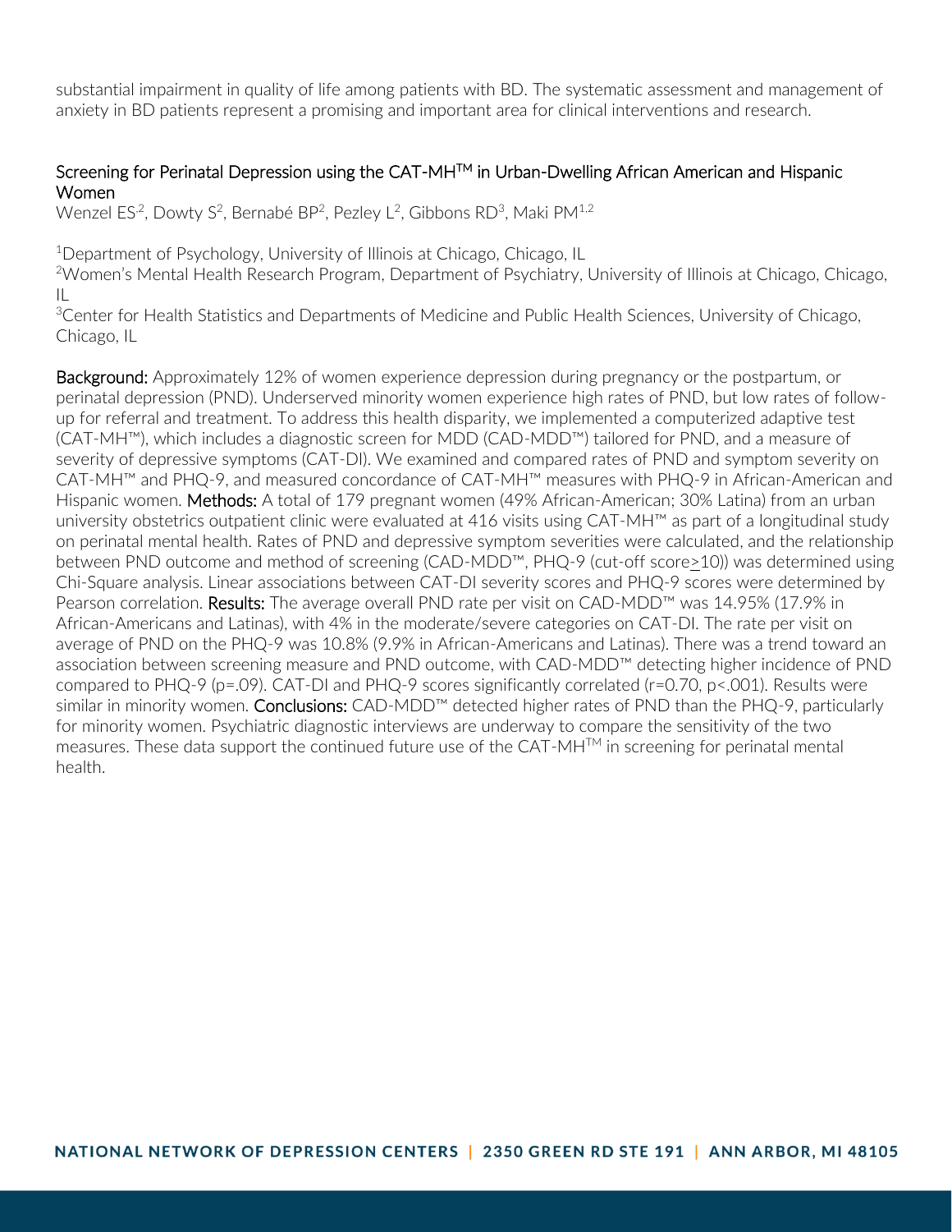substantial impairment in quality of life among patients with BD. The systematic assessment and management of anxiety in BD patients represent a promising and important area for clinical interventions and research.

### Screening for Perinatal Depression using the CAT-MH™ in Urban-Dwelling African American and Hispanic Women

Wenzel ES[2], Dowty S[2], Bernabé BP[2], Pezley L[2], Gibbons RD[3], Maki PM[1,2]

[1]Department of Psychology, University of Illinois at Chicago, Chicago, IL
[2]Women's Mental Health Research Program, Department of Psychiatry, University of Illinois at Chicago, Chicago, IL
[3]Center for Health Statistics and Departments of Medicine and Public Health Sciences, University of Chicago, Chicago, IL

**Background:** Approximately 12% of women experience depression during pregnancy or the postpartum, or perinatal depression (PND). Underserved minority women experience high rates of PND, but low rates of follow-up for referral and treatment. To address this health disparity, we implemented a computerized adaptive test (CAT-MH™), which includes a diagnostic screen for MDD (CAD-MDD™) tailored for PND, and a measure of severity of depressive symptoms (CAT-DI). We examined and compared rates of PND and symptom severity on CAT-MH™ and PHQ-9, and measured concordance of CAT-MH™ measures with PHQ-9 in African-American and Hispanic women. **Methods:** A total of 179 pregnant women (49% African-American; 30% Latina) from an urban university obstetrics outpatient clinic were evaluated at 416 visits using CAT-MH™ as part of a longitudinal study on perinatal mental health. Rates of PND and depressive symptom severities were calculated, and the relationship between PND outcome and method of screening (CAD-MDD™, PHQ-9 (cut-off score≥10)) was determined using Chi-Square analysis. Linear associations between CAT-DI severity scores and PHQ-9 scores were determined by Pearson correlation. **Results:** The average overall PND rate per visit on CAD-MDD™ was 14.95% (17.9% in African-Americans and Latinas), with 4% in the moderate/severe categories on CAT-DI. The rate per visit on average of PND on the PHQ-9 was 10.8% (9.9% in African-Americans and Latinas). There was a trend toward an association between screening measure and PND outcome, with CAD-MDD™ detecting higher incidence of PND compared to PHQ-9 ($p=.09$). CAT-DI and PHQ-9 scores significantly correlated ($r=0.70$, $p<.001$). Results were similar in minority women. **Conclusions:** CAD-MDD™ detected higher rates of PND than the PHQ-9, particularly for minority women. Psychiatric diagnostic interviews are underway to compare the sensitivity of the two measures. These data support the continued future use of the CAT-MH™ in screening for perinatal mental health.